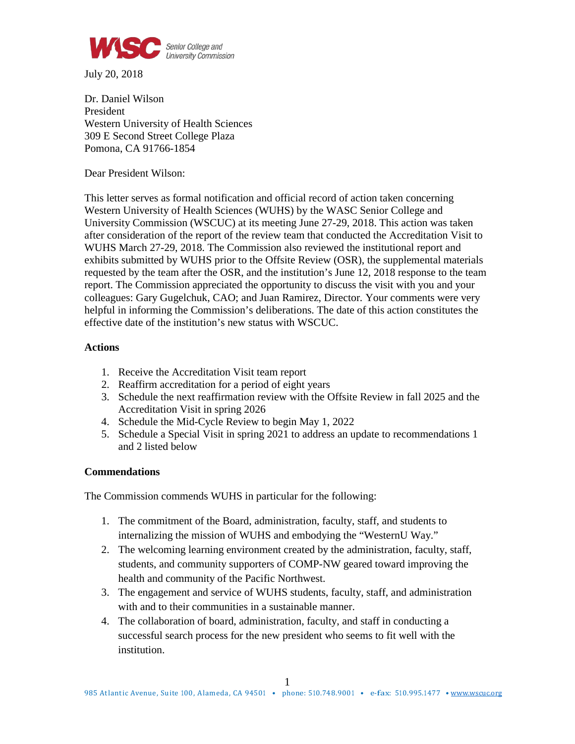July 20, 2018

Dr. Daniel Wilson
President
Western University of Health Sciences
309 E Second Street College Plaza
Pomona, CA 91766-1854

Dear President Wilson:

This letter serves as formal notification and official record of action taken concerning Western University of Health Sciences (WUHS) by the WASC Senior College and University Commission (WSCUC) at its meeting June 27-29, 2018. This action was taken after consideration of the report of the review team that conducted the Accreditation Visit to WUHS March 27-29, 2018. The Commission also reviewed the institutional report and exhibits submitted by WUHS prior to the Offsite Review (OSR), the supplemental materials requested by the team after the OSR, and the institution's June 12, 2018 response to the team report. The Commission appreciated the opportunity to discuss the visit with you and your colleagues: Gary Gugelchuk, CAO; and Juan Ramirez, Director. Your comments were very helpful in informing the Commission's deliberations. The date of this action constitutes the effective date of the institution's new status with WSCUC.

**Actions**

1. Receive the Accreditation Visit team report
2. Reaffirm accreditation for a period of eight years
3. Schedule the next reaffirmation review with the Offsite Review in fall 2025 and the Accreditation Visit in spring 2026
4. Schedule the Mid-Cycle Review to begin May 1, 2022
5. Schedule a Special Visit in spring 2021 to address an update to recommendations 1 and 2 listed below

**Commendations**

The Commission commends WUHS in particular for the following:

1. The commitment of the Board, administration, faculty, staff, and students to internalizing the mission of WUHS and embodying the "WesternU Way."
2. The welcoming learning environment created by the administration, faculty, staff, students, and community supporters of COMP-NW geared toward improving the health and community of the Pacific Northwest.
3. The engagement and service of WUHS students, faculty, staff, and administration with and to their communities in a sustainable manner.
4. The collaboration of board, administration, faculty, and staff in conducting a successful search process for the new president who seems to fit well with the institution.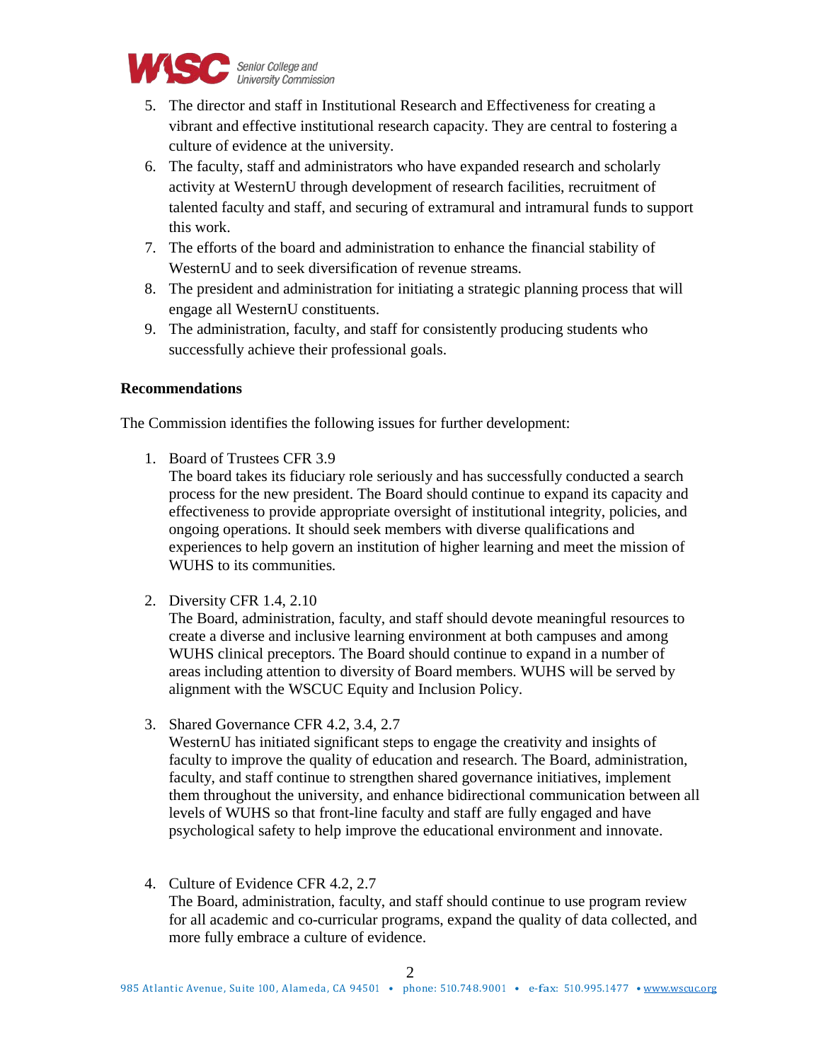5. The director and staff in Institutional Research and Effectiveness for creating a vibrant and effective institutional research capacity. They are central to fostering a culture of evidence at the university.
6. The faculty, staff and administrators who have expanded research and scholarly activity at WesternU through development of research facilities, recruitment of talented faculty and staff, and securing of extramural and intramural funds to support this work.
7. The efforts of the board and administration to enhance the financial stability of WesternU and to seek diversification of revenue streams.
8. The president and administration for initiating a strategic planning process that will engage all WesternU constituents.
9. The administration, faculty, and staff for consistently producing students who successfully achieve their professional goals.

**Recommendations**

The Commission identifies the following issues for further development:

1. Board of Trustees CFR 3.9
   The board takes its fiduciary role seriously and has successfully conducted a search process for the new president. The Board should continue to expand its capacity and effectiveness to provide appropriate oversight of institutional integrity, policies, and ongoing operations. It should seek members with diverse qualifications and experiences to help govern an institution of higher learning and meet the mission of WUHS to its communities.

2. Diversity CFR 1.4, 2.10
   The Board, administration, faculty, and staff should devote meaningful resources to create a diverse and inclusive learning environment at both campuses and among WUHS clinical preceptors. The Board should continue to expand in a number of areas including attention to diversity of Board members. WUHS will be served by alignment with the WSCUC Equity and Inclusion Policy.

3. Shared Governance CFR 4.2, 3.4, 2.7
   WesternU has initiated significant steps to engage the creativity and insights of faculty to improve the quality of education and research. The Board, administration, faculty, and staff continue to strengthen shared governance initiatives, implement them throughout the university, and enhance bidirectional communication between all levels of WUHS so that front-line faculty and staff are fully engaged and have psychological safety to help improve the educational environment and innovate.

4. Culture of Evidence CFR 4.2, 2.7
   The Board, administration, faculty, and staff should continue to use program review for all academic and co-curricular programs, expand the quality of data collected, and more fully embrace a culture of evidence.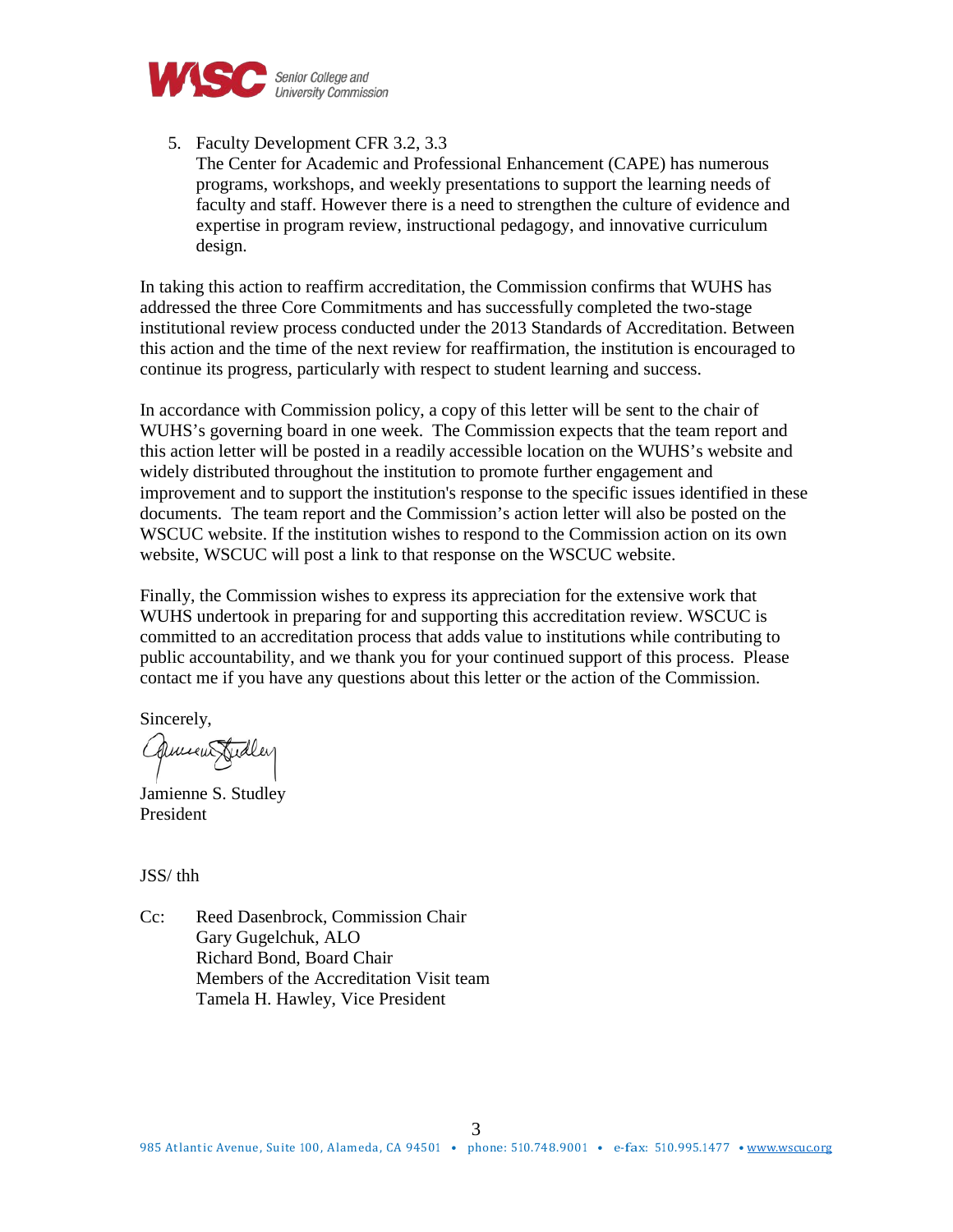5. Faculty Development CFR 3.2, 3.3
   The Center for Academic and Professional Enhancement (CAPE) has numerous programs, workshops, and weekly presentations to support the learning needs of faculty and staff. However there is a need to strengthen the culture of evidence and expertise in program review, instructional pedagogy, and innovative curriculum design.

In taking this action to reaffirm accreditation, the Commission confirms that WUHS has addressed the three Core Commitments and has successfully completed the two-stage institutional review process conducted under the 2013 Standards of Accreditation. Between this action and the time of the next review for reaffirmation, the institution is encouraged to continue its progress, particularly with respect to student learning and success.

In accordance with Commission policy, a copy of this letter will be sent to the chair of WUHS's governing board in one week. The Commission expects that the team report and this action letter will be posted in a readily accessible location on the WUHS's website and widely distributed throughout the institution to promote further engagement and improvement and to support the institution's response to the specific issues identified in these documents. The team report and the Commission's action letter will also be posted on the WSCUC website. If the institution wishes to respond to the Commission action on its own website, WSCUC will post a link to that response on the WSCUC website.

Finally, the Commission wishes to express its appreciation for the extensive work that WUHS undertook in preparing for and supporting this accreditation review. WSCUC is committed to an accreditation process that adds value to institutions while contributing to public accountability, and we thank you for your continued support of this process. Please contact me if you have any questions about this letter or the action of the Commission.

Sincerely,

Jamienne S. Studley
President

JSS/ thh

Cc: Reed Dasenbrock, Commission Chair
Gary Gugelchuk, ALO
Richard Bond, Board Chair
Members of the Accreditation Visit team
Tamela H. Hawley, Vice President